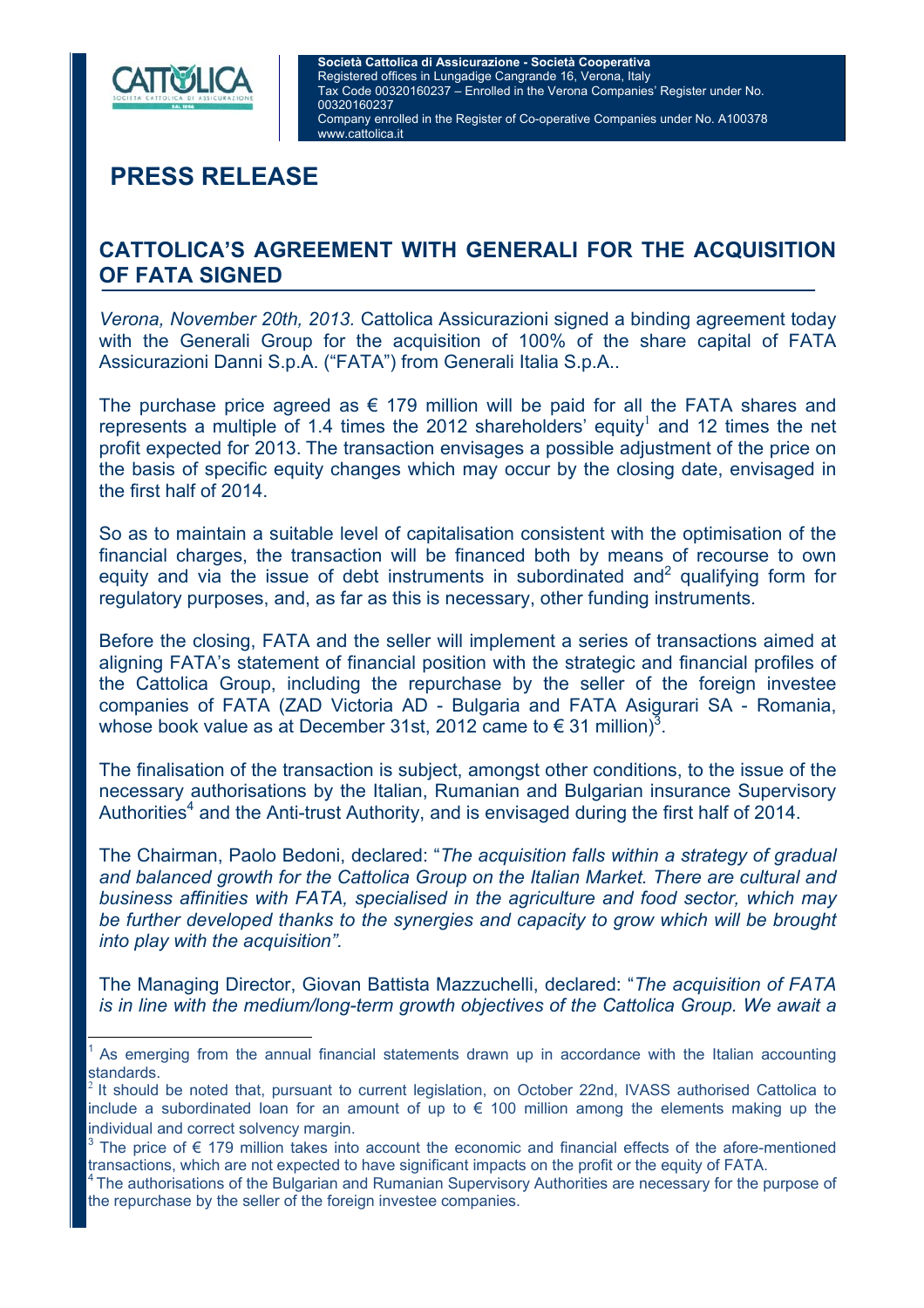**Società Cattolica di Assicurazione - Società Cooperativa**
Registered offices in Lungadige Cangrande 16, Verona, Italy
Tax Code 00320160237 – Enrolled in the Verona Companies' Register under No. 00320160237
Company enrolled in the Register of Co-operative Companies under No. A100378
www.cattolica.it

# PRESS RELEASE

## CATTOLICA'S AGREEMENT WITH GENERALI FOR THE ACQUISITION OF FATA SIGNED

*Verona, November 20th, 2013.* Cattolica Assicurazioni signed a binding agreement today with the Generali Group for the acquisition of 100% of the share capital of FATA Assicurazioni Danni S.p.A. ("FATA") from Generali Italia S.p.A..

The purchase price agreed as € 179 million will be paid for all the FATA shares and represents a multiple of 1.4 times the 2012 shareholders' equity[1] and 12 times the net profit expected for 2013. The transaction envisages a possible adjustment of the price on the basis of specific equity changes which may occur by the closing date, envisaged in the first half of 2014.

So as to maintain a suitable level of capitalisation consistent with the optimisation of the financial charges, the transaction will be financed both by means of recourse to own equity and via the issue of debt instruments in subordinated and[2] qualifying form for regulatory purposes, and, as far as this is necessary, other funding instruments.

Before the closing, FATA and the seller will implement a series of transactions aimed at aligning FATA's statement of financial position with the strategic and financial profiles of the Cattolica Group, including the repurchase by the seller of the foreign investee companies of FATA (ZAD Victoria AD - Bulgaria and FATA Asigurari SA - Romania, whose book value as at December 31st, 2012 came to € 31 million)[3].

The finalisation of the transaction is subject, amongst other conditions, to the issue of the necessary authorisations by the Italian, Rumanian and Bulgarian insurance Supervisory Authorities[4] and the Anti-trust Authority, and is envisaged during the first half of 2014.

The Chairman, Paolo Bedoni, declared: "*The acquisition falls within a strategy of gradual and balanced growth for the Cattolica Group on the Italian Market. There are cultural and business affinities with FATA, specialised in the agriculture and food sector, which may be further developed thanks to the synergies and capacity to grow which will be brought into play with the acquisition".*

The Managing Director, Giovan Battista Mazzuchelli, declared: "*The acquisition of FATA is in line with the medium/long-term growth objectives of the Cattolica Group. We await a*

---

[1] As emerging from the annual financial statements drawn up in accordance with the Italian accounting standards.

[2] It should be noted that, pursuant to current legislation, on October 22nd, IVASS authorised Cattolica to include a subordinated loan for an amount of up to € 100 million among the elements making up the individual and correct solvency margin.

[3] The price of € 179 million takes into account the economic and financial effects of the afore-mentioned transactions, which are not expected to have significant impacts on the profit or the equity of FATA.

[4] The authorisations of the Bulgarian and Rumanian Supervisory Authorities are necessary for the purpose of the repurchase by the seller of the foreign investee companies.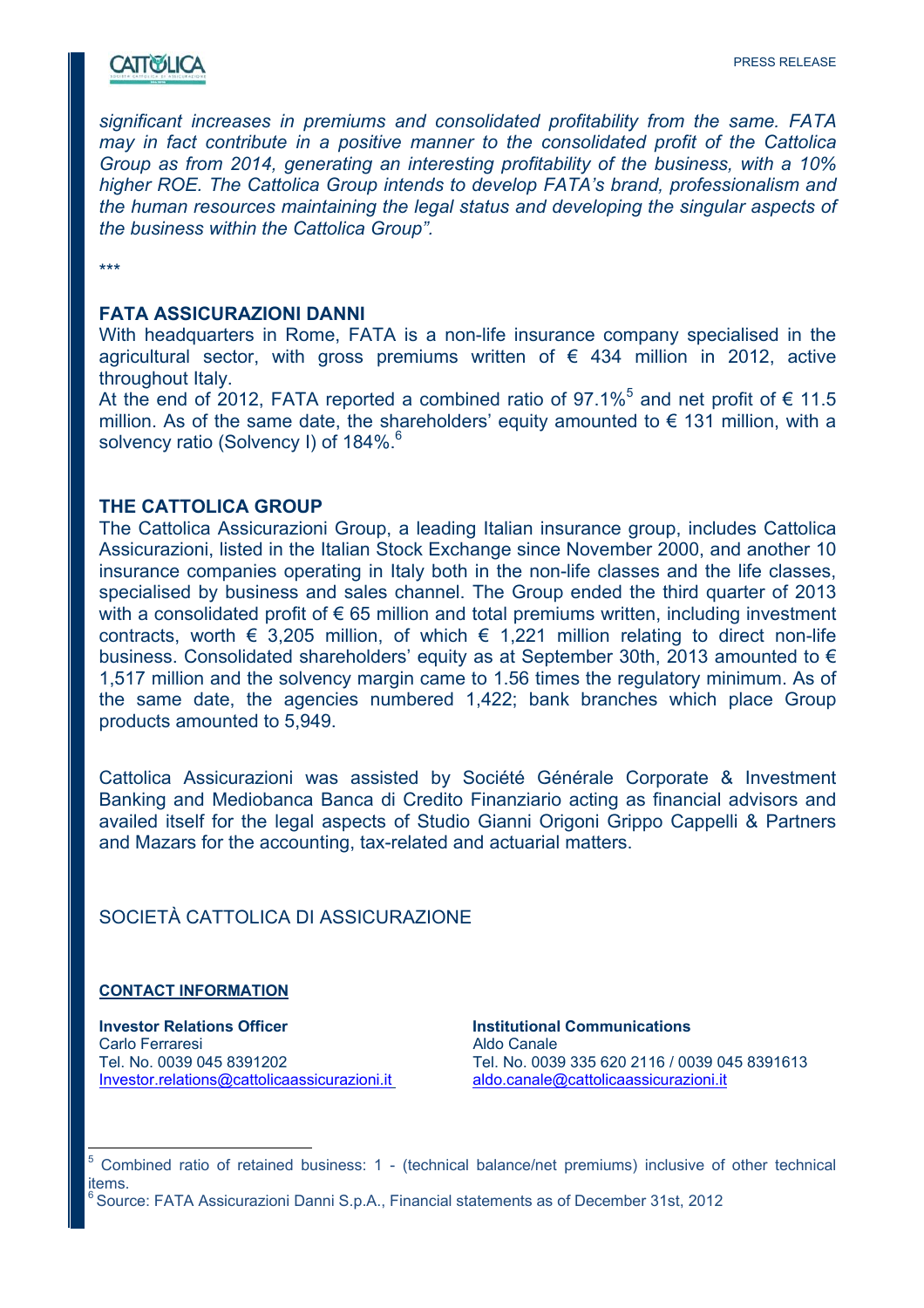*significant increases in premiums and consolidated profitability from the same. FATA may in fact contribute in a positive manner to the consolidated profit of the Cattolica Group as from 2014, generating an interesting profitability of the business, with a 10% higher ROE. The Cattolica Group intends to develop FATA's brand, professionalism and the human resources maintaining the legal status and developing the singular aspects of the business within the Cattolica Group".*

***

## FATA ASSICURAZIONI DANNI

With headquarters in Rome, FATA is a non-life insurance company specialised in the agricultural sector, with gross premiums written of € 434 million in 2012, active throughout Italy.
At the end of 2012, FATA reported a combined ratio of 97.1%[5] and net profit of € 11.5 million. As of the same date, the shareholders' equity amounted to € 131 million, with a solvency ratio (Solvency I) of 184%.[6]

## THE CATTOLICA GROUP

The Cattolica Assicurazioni Group, a leading Italian insurance group, includes Cattolica Assicurazioni, listed in the Italian Stock Exchange since November 2000, and another 10 insurance companies operating in Italy both in the non-life classes and the life classes, specialised by business and sales channel. The Group ended the third quarter of 2013 with a consolidated profit of € 65 million and total premiums written, including investment contracts, worth € 3,205 million, of which € 1,221 million relating to direct non-life business. Consolidated shareholders' equity as at September 30th, 2013 amounted to € 1,517 million and the solvency margin came to 1.56 times the regulatory minimum. As of the same date, the agencies numbered 1,422; bank branches which place Group products amounted to 5,949.

Cattolica Assicurazioni was assisted by Société Générale Corporate & Investment Banking and Mediobanca Banca di Credito Finanziario acting as financial advisors and availed itself for the legal aspects of Studio Gianni Origoni Grippo Cappelli & Partners and Mazars for the accounting, tax-related and actuarial matters.

SOCIETÀ CATTOLICA DI ASSICURAZIONE

**CONTACT INFORMATION**

**Investor Relations Officer**
Carlo Ferraresi
Tel. No. 0039 045 8391202
Investor.relations@cattolicaassicurazioni.it

**Institutional Communications**
Aldo Canale
Tel. No. 0039 335 620 2116 / 0039 045 8391613
aldo.canale@cattolicaassicurazioni.it

---

[5] Combined ratio of retained business: 1 - (technical balance/net premiums) inclusive of other technical items.

[6] Source: FATA Assicurazioni Danni S.p.A., Financial statements as of December 31st, 2012